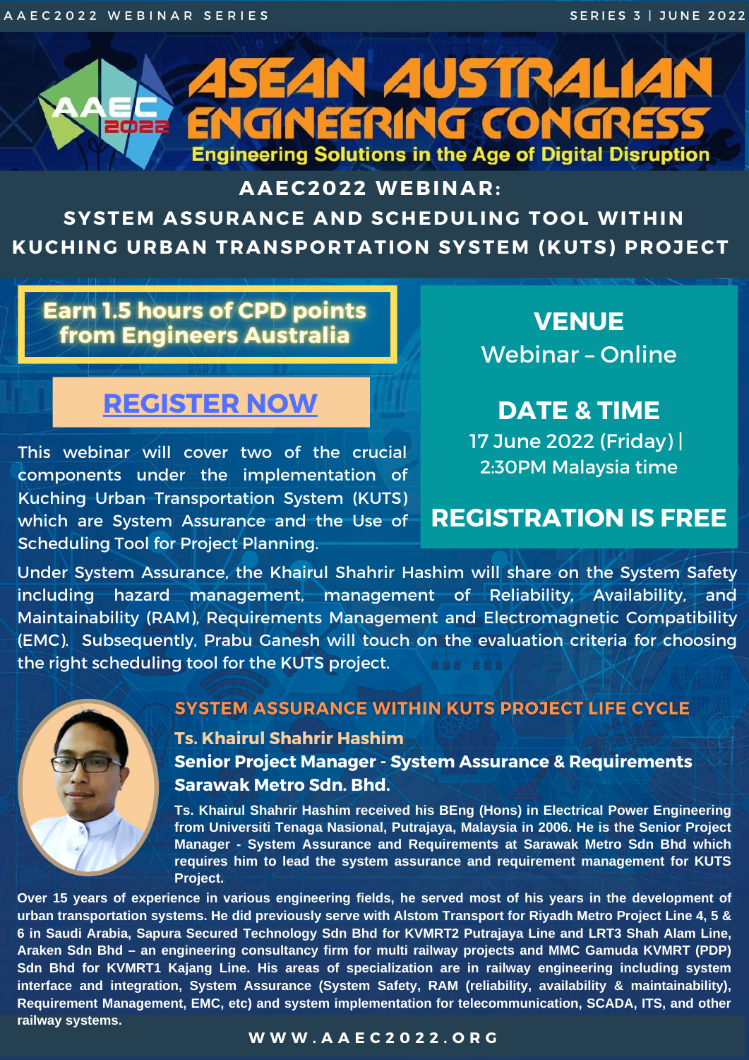AAEC2022 WEBINAR SERIES

SERIES 3 | JUNE 2022

# ASEAN AUSTRALIAN ENGINEERING CONGRESS

Engineering Solutions in the Age of Digital Disruption

## AAEC2022 WEBINAR: SYSTEM ASSURANCE AND SCHEDULING TOOL WITHIN KUCHING URBAN TRANSPORTATION SYSTEM (KUTS) PROJECT

**Earn 1.5 hours of CPD points from Engineers Australia**

**REGISTER NOW**

**VENUE**
Webinar – Online

**DATE & TIME**
17 June 2022 (Friday) | 2:30PM Malaysia time

**REGISTRATION IS FREE**

This webinar will cover two of the crucial components under the implementation of Kuching Urban Transportation System (KUTS) which are System Assurance and the Use of Scheduling Tool for Project Planning.

Under System Assurance, the Khairul Shahrir Hashim will share on the System Safety including hazard management, management of Reliability, Availability, and Maintainability (RAM), Requirements Management and Electromagnetic Compatibility (EMC). Subsequently, Prabu Ganesh will touch on the evaluation criteria for choosing the right scheduling tool for the KUTS project.

### SYSTEM ASSURANCE WITHIN KUTS PROJECT LIFE CYCLE

**Ts. Khairul Shahrir Hashim**
**Senior Project Manager - System Assurance & Requirements**
**Sarawak Metro Sdn. Bhd.**

Ts. Khairul Shahrir Hashim received his BEng (Hons) in Electrical Power Engineering from Universiti Tenaga Nasional, Putrajaya, Malaysia in 2006. He is the Senior Project Manager - System Assurance and Requirements at Sarawak Metro Sdn Bhd which requires him to lead the system assurance and requirement management for KUTS Project.

Over 15 years of experience in various engineering fields, he served most of his years in the development of urban transportation systems. He did previously serve with Alstom Transport for Riyadh Metro Project Line 4, 5 & 6 in Saudi Arabia, Sapura Secured Technology Sdn Bhd for KVMRT2 Putrajaya Line and LRT3 Shah Alam Line, Araken Sdn Bhd – an engineering consultancy firm for multi railway projects and MMC Gamuda KVMRT (PDP) Sdn Bhd for KVMRT1 Kajang Line. His areas of specialization are in railway engineering including system interface and integration, System Assurance (System Safety, RAM (reliability, availability & maintainability), Requirement Management, EMC, etc) and system implementation for telecommunication, SCADA, ITS, and other railway systems.

WWW.AAEC2022.ORG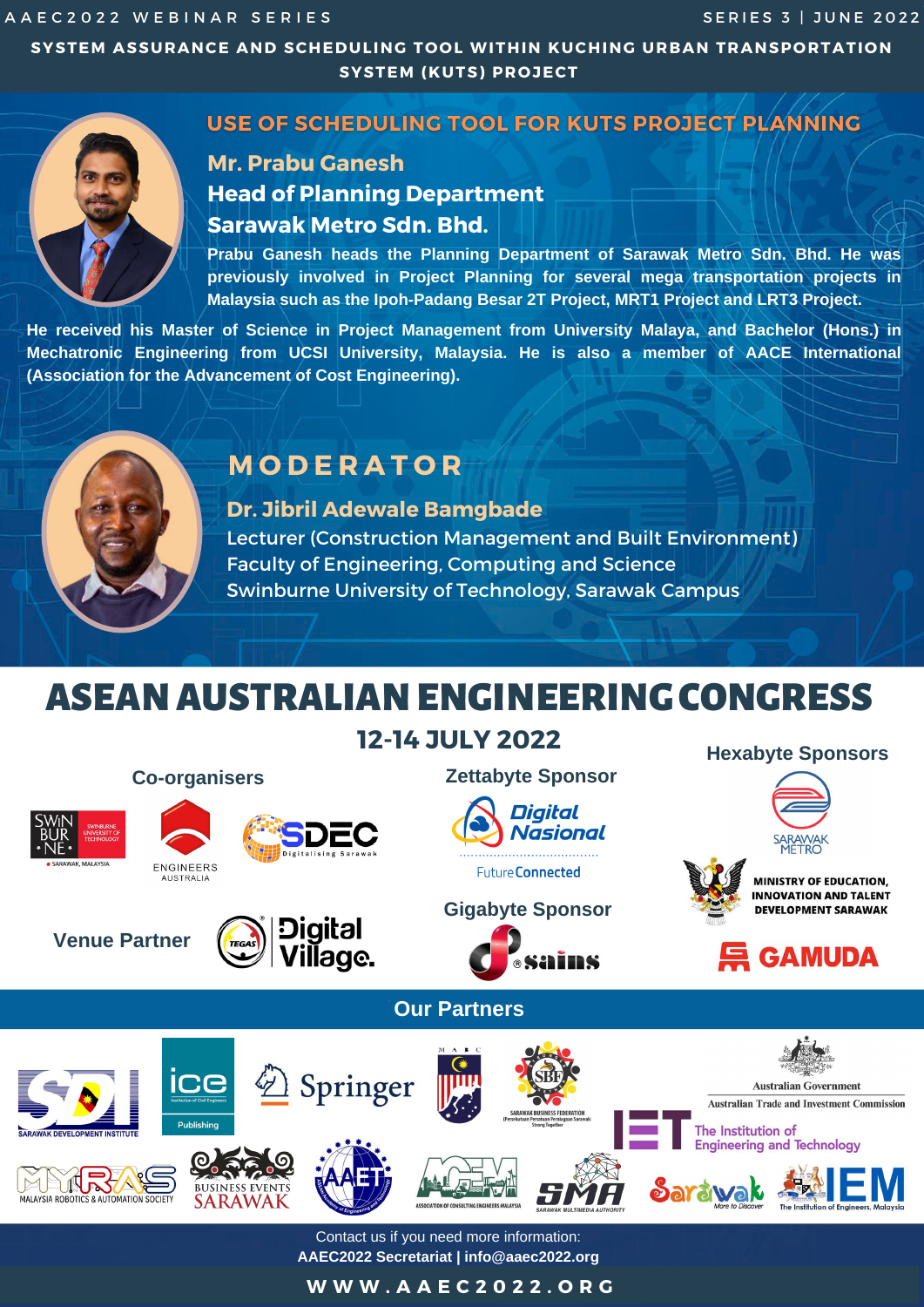AAEC2022 WEBINAR SERIES

SERIES 3 | JUNE 2022

# SYSTEM ASSURANCE AND SCHEDULING TOOL WITHIN KUCHING URBAN TRANSPORTATION SYSTEM (KUTS) PROJECT

## USE OF SCHEDULING TOOL FOR KUTS PROJECT PLANNING

### Mr. Prabu Ganesh
**Head of Planning Department**
**Sarawak Metro Sdn. Bhd.**

**Prabu Ganesh heads the Planning Department of Sarawak Metro Sdn. Bhd. He was previously involved in Project Planning for several mega transportation projects in Malaysia such as the Ipoh-Padang Besar 2T Project, MRT1 Project and LRT3 Project.**

**He received his Master of Science in Project Management from University Malaya, and Bachelor (Hons.) in Mechatronic Engineering from UCSI University, Malaysia. He is also a member of AACE International (Association for the Advancement of Cost Engineering).**

## MODERATOR

### Dr. Jibril Adewale Bamgbade
Lecturer (Construction Management and Built Environment)
Faculty of Engineering, Computing and Science
Swinburne University of Technology, Sarawak Campus

# ASEAN AUSTRALIAN ENGINEERING CONGRESS

## 12-14 JULY 2022

**Co-organisers**

Swinburne University of Technology, Sarawak, Malaysia
Engineers Australia
SDEC Digitalising Sarawak

**Venue Partner**

TEGAS Digital Village

**Zettabyte Sponsor**

Digital Nasional — Future Connected

**Gigabyte Sponsor**

sains

**Hexabyte Sponsors**

Sarawak Metro
Ministry of Education, Innovation and Talent Development Sarawak
Gamuda

## Our Partners

Sarawak Development Institute
ice Institution of Civil Engineers Publishing
Springer
MABC
Sarawak Business Federation (Persekutuan Persatuan Perniagaan Sarawak) Strong Together
Australian Government — Australian Trade and Investment Commission
The Institution of Engineering and Technology
MyRAS Malaysia Robotics & Automation Society
Business Events Sarawak
AAET
ACEM Association of Consulting Engineers Malaysia
SMA Sarawak Multimedia Authority
Sarawak More to Discover
IEM The Institution of Engineers, Malaysia

Contact us if you need more information:
**AAEC2022 Secretariat | info@aaec2022.org**

**WWW.AAEC2022.ORG**